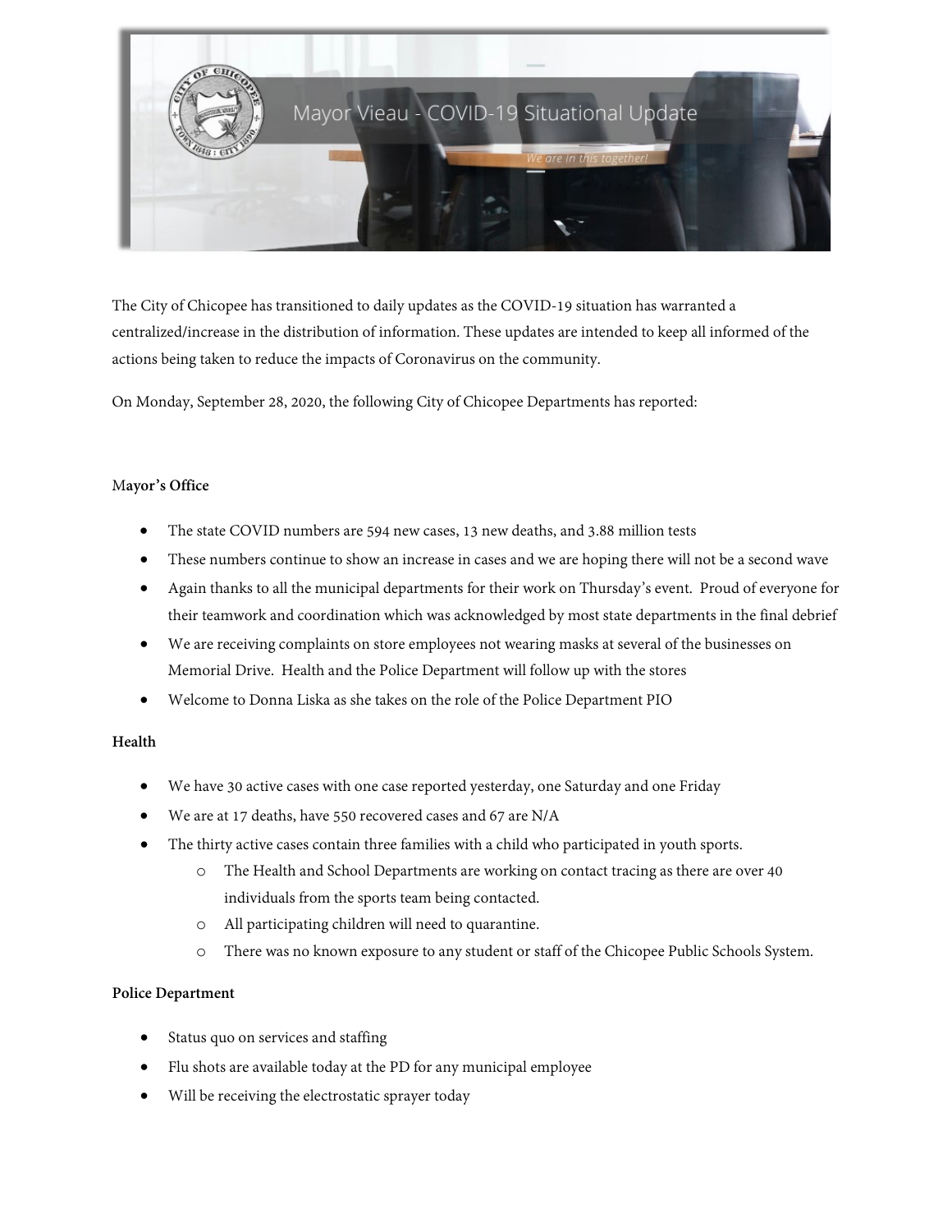# Mayor Vieau - COVID-19 Situational Update

*We are in this together!*

The City of Chicopee has transitioned to daily updates as the COVID-19 situation has warranted a centralized/increase in the distribution of information. These updates are intended to keep all informed of the actions being taken to reduce the impacts of Coronavirus on the community.

On Monday, September 28, 2020, the following City of Chicopee Departments has reported:

**Mayor's Office**

- The state COVID numbers are 594 new cases, 13 new deaths, and 3.88 million tests
- These numbers continue to show an increase in cases and we are hoping there will not be a second wave
- Again thanks to all the municipal departments for their work on Thursday's event. Proud of everyone for their teamwork and coordination which was acknowledged by most state departments in the final debrief
- We are receiving complaints on store employees not wearing masks at several of the businesses on Memorial Drive. Health and the Police Department will follow up with the stores
- Welcome to Donna Liska as she takes on the role of the Police Department PIO

**Health**

- We have 30 active cases with one case reported yesterday, one Saturday and one Friday
- We are at 17 deaths, have 550 recovered cases and 67 are N/A
- The thirty active cases contain three families with a child who participated in youth sports.
  - The Health and School Departments are working on contact tracing as there are over 40 individuals from the sports team being contacted.
  - All participating children will need to quarantine.
  - There was no known exposure to any student or staff of the Chicopee Public Schools System.

**Police Department**

- Status quo on services and staffing
- Flu shots are available today at the PD for any municipal employee
- Will be receiving the electrostatic sprayer today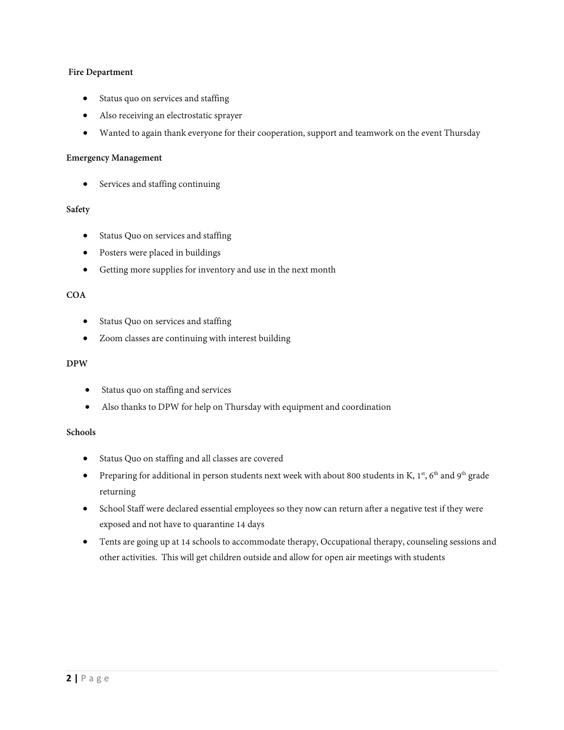**Fire Department**

- Status quo on services and staffing
- Also receiving an electrostatic sprayer
- Wanted to again thank everyone for their cooperation, support and teamwork on the event Thursday

**Emergency Management**

- Services and staffing continuing

**Safety**

- Status Quo on services and staffing
- Posters were placed in buildings
- Getting more supplies for inventory and use in the next month

**COA**

- Status Quo on services and staffing
- Zoom classes are continuing with interest building

**DPW**

- Status quo on staffing and services
- Also thanks to DPW for help on Thursday with equipment and coordination

**Schools**

- Status Quo on staffing and all classes are covered
- Preparing for additional in person students next week with about 800 students in K, 1st, 6th and 9th grade returning
- School Staff were declared essential employees so they now can return after a negative test if they were exposed and not have to quarantine 14 days
- Tents are going up at 14 schools to accommodate therapy, Occupational therapy, counseling sessions and other activities. This will get children outside and allow for open air meetings with students